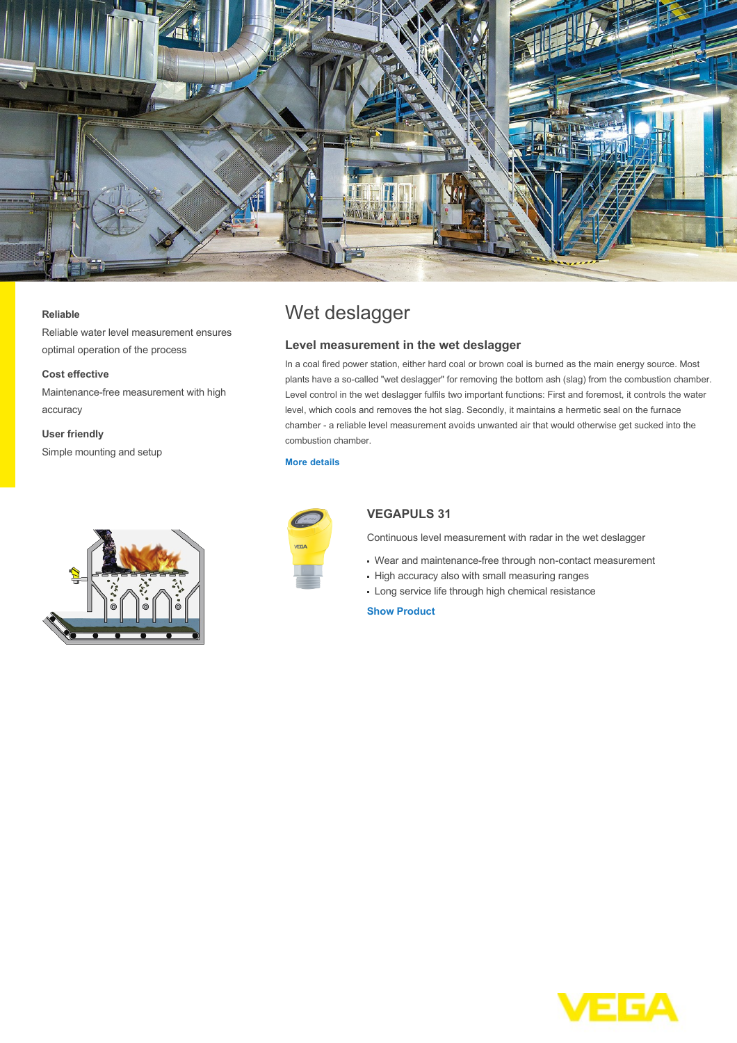# Wet deslagger

**Reliable**

Reliable water level measurement ensures optimal operation of the process

**Cost effective**

Maintenance-free measurement with high accuracy

**User friendly**

Simple mounting and setup

## Level measurement in the wet deslagger

In a coal fired power station, either hard coal or brown coal is burned as the main energy source. Most plants have a so-called "wet deslagger" for removing the bottom ash (slag) from the combustion chamber. Level control in the wet deslagger fulfils two important functions: First and foremost, it controls the water level, which cools and removes the hot slag. Secondly, it maintains a hermetic seal on the furnace chamber - a reliable level measurement avoids unwanted air that would otherwise get sucked into the combustion chamber.

More details

### VEGAPULS 31

Continuous level measurement with radar in the wet deslagger

- Wear and maintenance-free through non-contact measurement
- High accuracy also with small measuring ranges
- Long service life through high chemical resistance

Show Product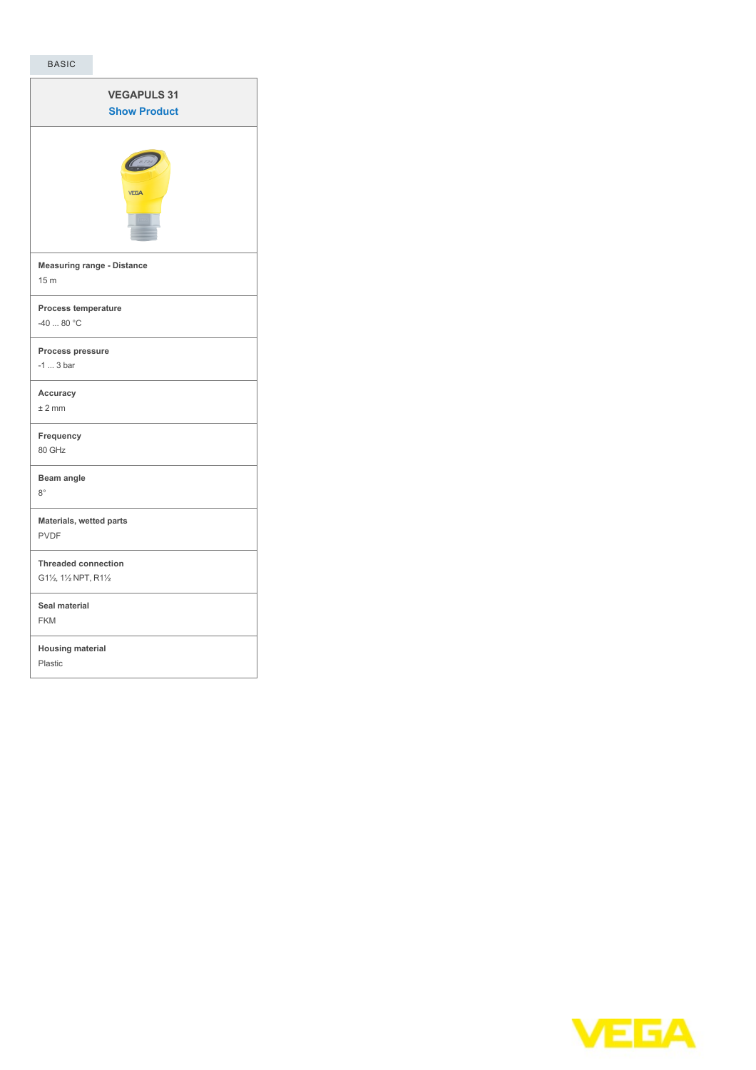BASIC

| VEGAPULS 31<br>Show Product |
|---|
| **Measuring range - Distance**<br>15 m |
| **Process temperature**<br>-40 ... 80 °C |
| **Process pressure**<br>-1 ... 3 bar |
| **Accuracy**<br>± 2 mm |
| **Frequency**<br>80 GHz |
| **Beam angle**<br>8° |
| **Materials, wetted parts**<br>PVDF |
| **Threaded connection**<br>G1½, 1½ NPT, R1½ |
| **Seal material**<br>FKM |
| **Housing material**<br>Plastic |